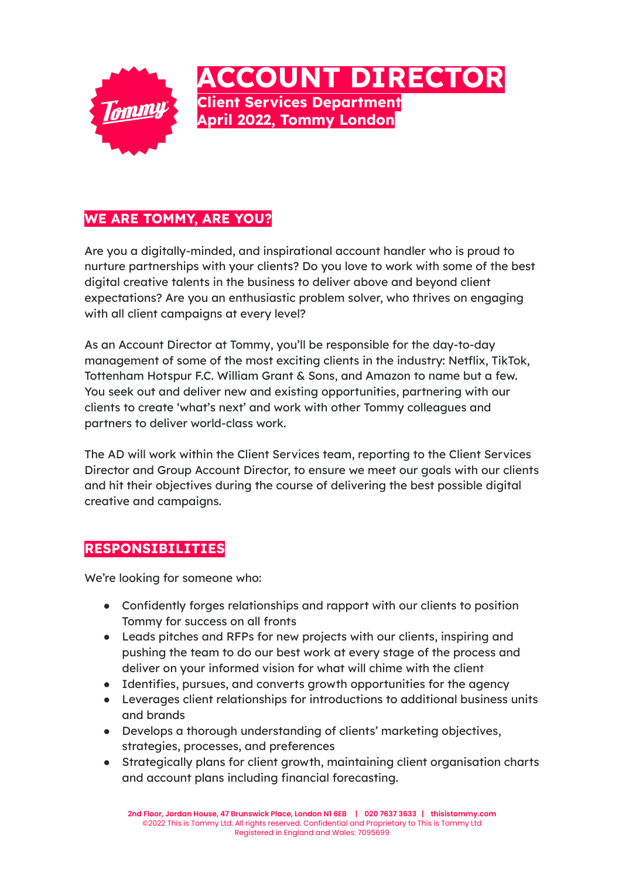# ACCOUNT DIRECTOR

**Client Services Department**
**April 2022, Tommy London**

## WE ARE TOMMY, ARE YOU?

Are you a digitally-minded, and inspirational account handler who is proud to nurture partnerships with your clients? Do you love to work with some of the best digital creative talents in the business to deliver above and beyond client expectations? Are you an enthusiastic problem solver, who thrives on engaging with all client campaigns at every level?

As an Account Director at Tommy, you'll be responsible for the day-to-day management of some of the most exciting clients in the industry: Netflix, TikTok, Tottenham Hotspur F.C. William Grant & Sons, and Amazon to name but a few. You seek out and deliver new and existing opportunities, partnering with our clients to create 'what's next' and work with other Tommy colleagues and partners to deliver world-class work.

The AD will work within the Client Services team, reporting to the Client Services Director and Group Account Director, to ensure we meet our goals with our clients and hit their objectives during the course of delivering the best possible digital creative and campaigns.

## RESPONSIBILITIES

We're looking for someone who:

- Confidently forges relationships and rapport with our clients to position Tommy for success on all fronts
- Leads pitches and RFPs for new projects with our clients, inspiring and pushing the team to do our best work at every stage of the process and deliver on your informed vision for what will chime with the client
- Identifies, pursues, and converts growth opportunities for the agency
- Leverages client relationships for introductions to additional business units and brands
- Develops a thorough understanding of clients' marketing objectives, strategies, processes, and preferences
- Strategically plans for client growth, maintaining client organisation charts and account plans including financial forecasting.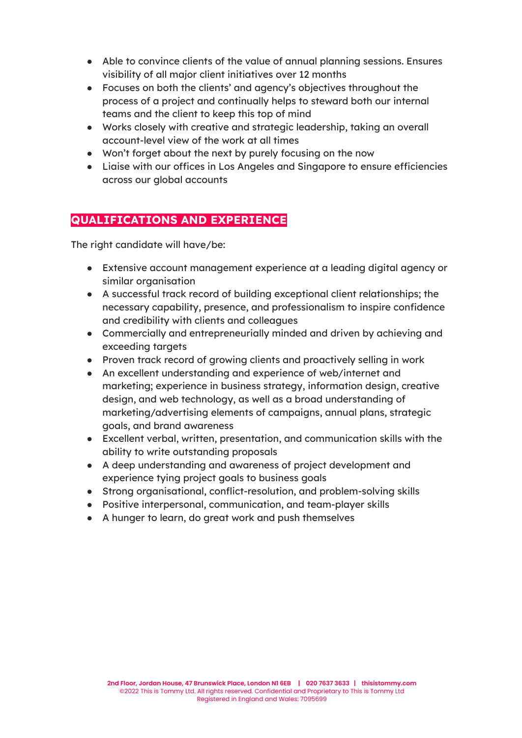- Able to convince clients of the value of annual planning sessions. Ensures visibility of all major client initiatives over 12 months
- Focuses on both the clients' and agency's objectives throughout the process of a project and continually helps to steward both our internal teams and the client to keep this top of mind
- Works closely with creative and strategic leadership, taking an overall account-level view of the work at all times
- Won't forget about the next by purely focusing on the now
- Liaise with our offices in Los Angeles and Singapore to ensure efficiencies across our global accounts

## QUALIFICATIONS AND EXPERIENCE

The right candidate will have/be:

- Extensive account management experience at a leading digital agency or similar organisation
- A successful track record of building exceptional client relationships; the necessary capability, presence, and professionalism to inspire confidence and credibility with clients and colleagues
- Commercially and entrepreneurially minded and driven by achieving and exceeding targets
- Proven track record of growing clients and proactively selling in work
- An excellent understanding and experience of web/internet and marketing; experience in business strategy, information design, creative design, and web technology, as well as a broad understanding of marketing/advertising elements of campaigns, annual plans, strategic goals, and brand awareness
- Excellent verbal, written, presentation, and communication skills with the ability to write outstanding proposals
- A deep understanding and awareness of project development and experience tying project goals to business goals
- Strong organisational, conflict-resolution, and problem-solving skills
- Positive interpersonal, communication, and team-player skills
- A hunger to learn, do great work and push themselves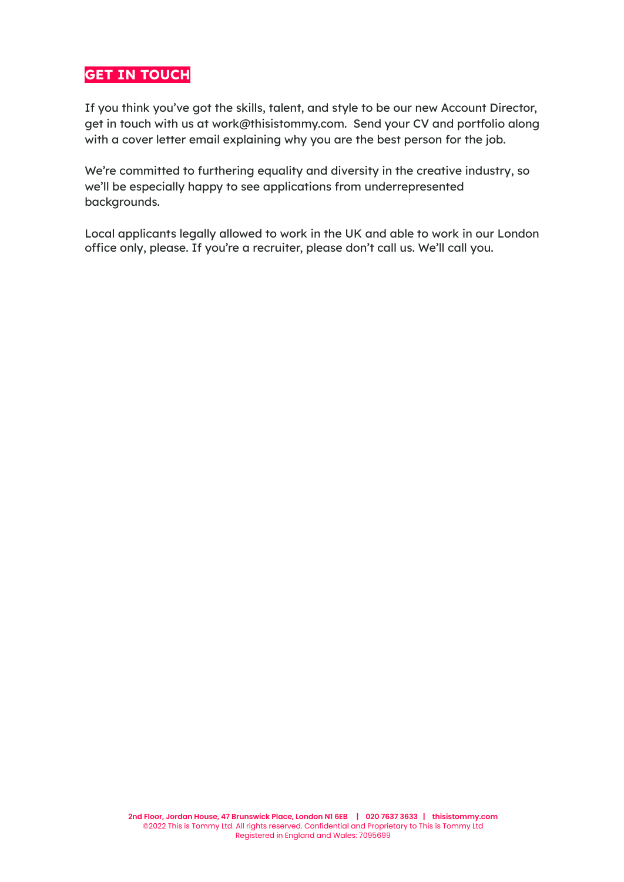## GET IN TOUCH

If you think you've got the skills, talent, and style to be our new Account Director, get in touch with us at work@thisistommy.com. Send your CV and portfolio along with a cover letter email explaining why you are the best person for the job.

We're committed to furthering equality and diversity in the creative industry, so we'll be especially happy to see applications from underrepresented backgrounds.

Local applicants legally allowed to work in the UK and able to work in our London office only, please. If you're a recruiter, please don't call us. We'll call you.